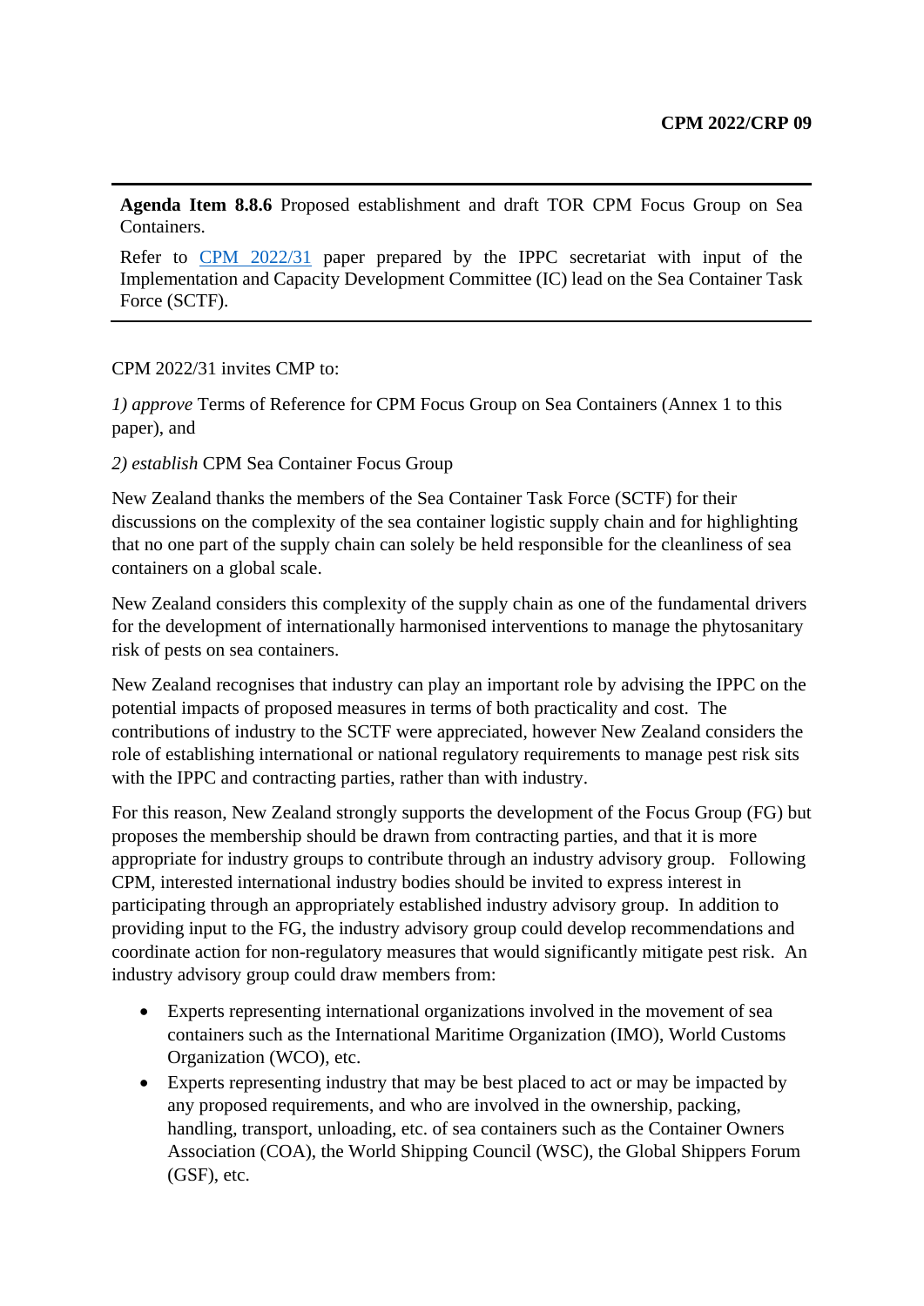**CPM 2022/CRP 09**

---

**Agenda Item 8.8.6** Proposed establishment and draft TOR CPM Focus Group on Sea Containers.

Refer to [CPM 2022/31](CPM 2022/31) paper prepared by the IPPC secretariat with input of the Implementation and Capacity Development Committee (IC) lead on the Sea Container Task Force (SCTF).

---

CPM 2022/31 invites CMP to:

*1) approve* Terms of Reference for CPM Focus Group on Sea Containers (Annex 1 to this paper), and

*2) establish* CPM Sea Container Focus Group

New Zealand thanks the members of the Sea Container Task Force (SCTF) for their discussions on the complexity of the sea container logistic supply chain and for highlighting that no one part of the supply chain can solely be held responsible for the cleanliness of sea containers on a global scale.

New Zealand considers this complexity of the supply chain as one of the fundamental drivers for the development of internationally harmonised interventions to manage the phytosanitary risk of pests on sea containers.

New Zealand recognises that industry can play an important role by advising the IPPC on the potential impacts of proposed measures in terms of both practicality and cost. The contributions of industry to the SCTF were appreciated, however New Zealand considers the role of establishing international or national regulatory requirements to manage pest risk sits with the IPPC and contracting parties, rather than with industry.

For this reason, New Zealand strongly supports the development of the Focus Group (FG) but proposes the membership should be drawn from contracting parties, and that it is more appropriate for industry groups to contribute through an industry advisory group. Following CPM, interested international industry bodies should be invited to express interest in participating through an appropriately established industry advisory group. In addition to providing input to the FG, the industry advisory group could develop recommendations and coordinate action for non-regulatory measures that would significantly mitigate pest risk. An industry advisory group could draw members from:

- Experts representing international organizations involved in the movement of sea containers such as the International Maritime Organization (IMO), World Customs Organization (WCO), etc.
- Experts representing industry that may be best placed to act or may be impacted by any proposed requirements, and who are involved in the ownership, packing, handling, transport, unloading, etc. of sea containers such as the Container Owners Association (COA), the World Shipping Council (WSC), the Global Shippers Forum (GSF), etc.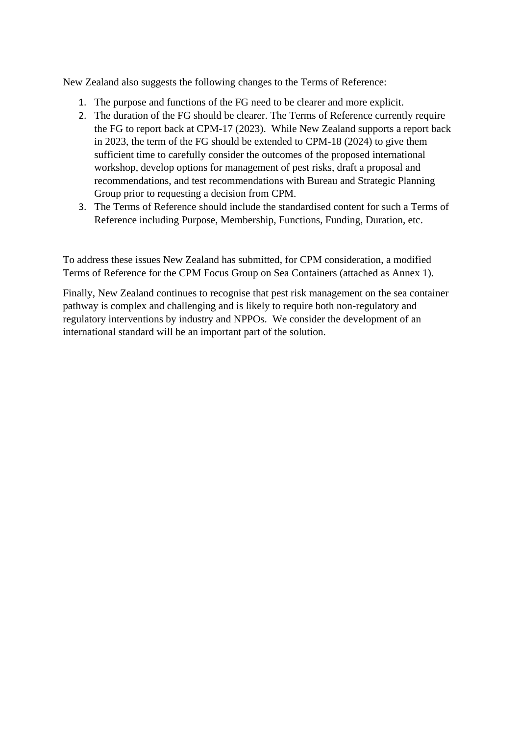New Zealand also suggests the following changes to the Terms of Reference:

1. The purpose and functions of the FG need to be clearer and more explicit.
2. The duration of the FG should be clearer. The Terms of Reference currently require the FG to report back at CPM-17 (2023). While New Zealand supports a report back in 2023, the term of the FG should be extended to CPM-18 (2024) to give them sufficient time to carefully consider the outcomes of the proposed international workshop, develop options for management of pest risks, draft a proposal and recommendations, and test recommendations with Bureau and Strategic Planning Group prior to requesting a decision from CPM.
3. The Terms of Reference should include the standardised content for such a Terms of Reference including Purpose, Membership, Functions, Funding, Duration, etc.

To address these issues New Zealand has submitted, for CPM consideration, a modified Terms of Reference for the CPM Focus Group on Sea Containers (attached as Annex 1).

Finally, New Zealand continues to recognise that pest risk management on the sea container pathway is complex and challenging and is likely to require both non-regulatory and regulatory interventions by industry and NPPOs. We consider the development of an international standard will be an important part of the solution.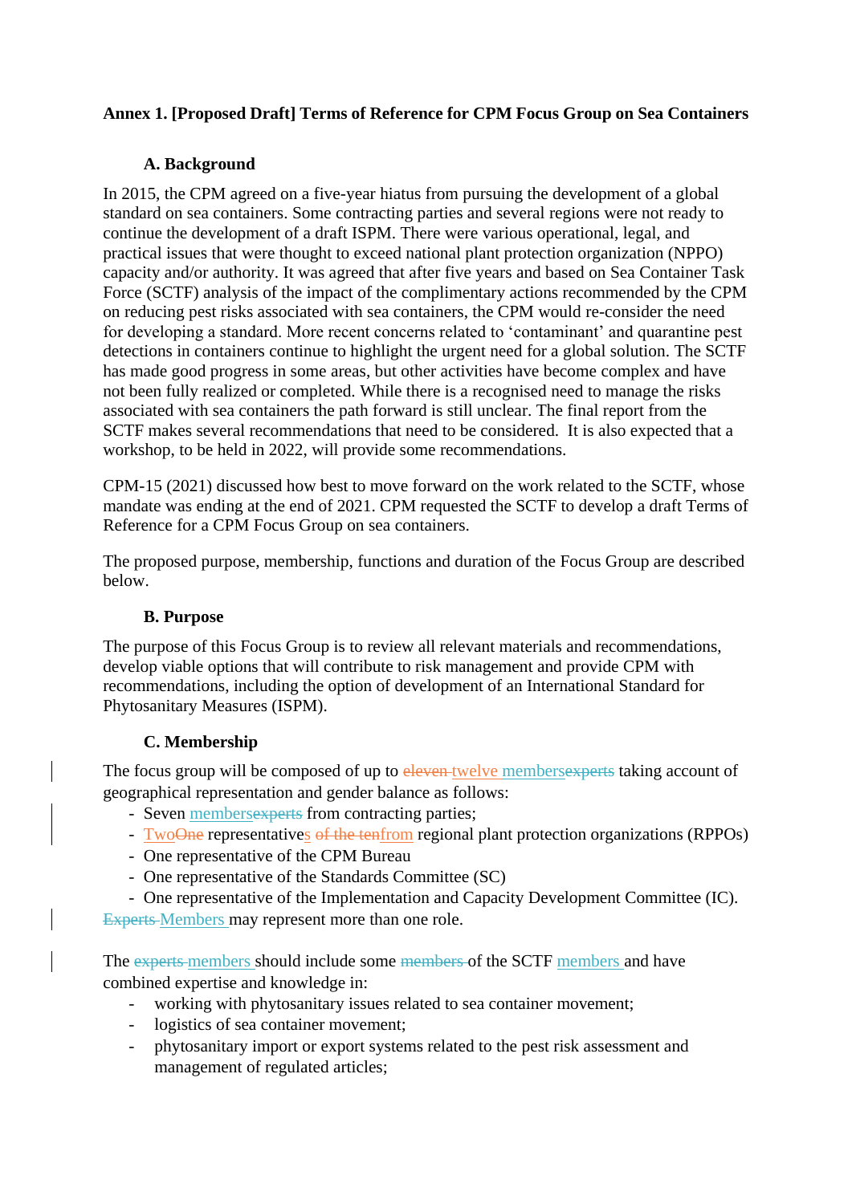**Annex 1. [Proposed Draft] Terms of Reference for CPM Focus Group on Sea Containers**

### A. Background

In 2015, the CPM agreed on a five-year hiatus from pursuing the development of a global standard on sea containers. Some contracting parties and several regions were not ready to continue the development of a draft ISPM. There were various operational, legal, and practical issues that were thought to exceed national plant protection organization (NPPO) capacity and/or authority. It was agreed that after five years and based on Sea Container Task Force (SCTF) analysis of the impact of the complimentary actions recommended by the CPM on reducing pest risks associated with sea containers, the CPM would re-consider the need for developing a standard. More recent concerns related to 'contaminant' and quarantine pest detections in containers continue to highlight the urgent need for a global solution. The SCTF has made good progress in some areas, but other activities have become complex and have not been fully realized or completed. While there is a recognised need to manage the risks associated with sea containers the path forward is still unclear. The final report from the SCTF makes several recommendations that need to be considered. It is also expected that a workshop, to be held in 2022, will provide some recommendations.

CPM-15 (2021) discussed how best to move forward on the work related to the SCTF, whose mandate was ending at the end of 2021. CPM requested the SCTF to develop a draft Terms of Reference for a CPM Focus Group on sea containers.

The proposed purpose, membership, functions and duration of the Focus Group are described below.

### B. Purpose

The purpose of this Focus Group is to review all relevant materials and recommendations, develop viable options that will contribute to risk management and provide CPM with recommendations, including the option of development of an International Standard for Phytosanitary Measures (ISPM).

### C. Membership

The focus group will be composed of up to ~~eleven~~ twelve members~~experts~~ taking account of geographical representation and gender balance as follows:

- Seven members~~experts~~ from contracting parties;
- Two~~One~~ representatives ~~of the ten~~from regional plant protection organizations (RPPOs)
- One representative of the CPM Bureau
- One representative of the Standards Committee (SC)
- One representative of the Implementation and Capacity Development Committee (IC).

~~Experts~~ Members may represent more than one role.

The ~~experts~~ members should include some ~~members~~ of the SCTF members and have combined expertise and knowledge in:

- working with phytosanitary issues related to sea container movement;
- logistics of sea container movement;
- phytosanitary import or export systems related to the pest risk assessment and management of regulated articles;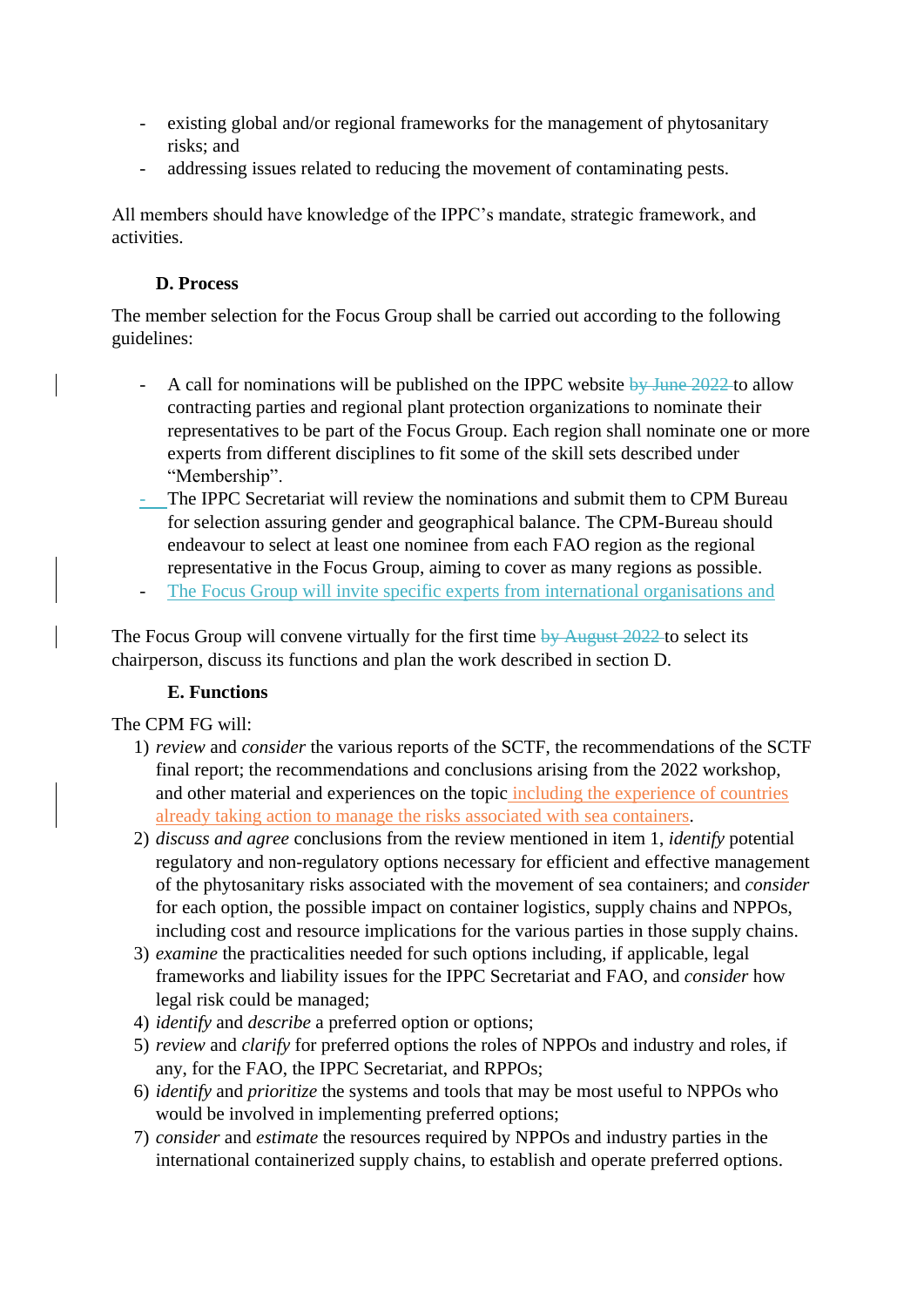- existing global and/or regional frameworks for the management of phytosanitary risks; and
- addressing issues related to reducing the movement of contaminating pests.

All members should have knowledge of the IPPC's mandate, strategic framework, and activities.

### D. Process

The member selection for the Focus Group shall be carried out according to the following guidelines:

- A call for nominations will be published on the IPPC website ~~by June 2022~~ to allow contracting parties and regional plant protection organizations to nominate their representatives to be part of the Focus Group. Each region shall nominate one or more experts from different disciplines to fit some of the skill sets described under "Membership".
- The IPPC Secretariat will review the nominations and submit them to CPM Bureau for selection assuring gender and geographical balance. The CPM-Bureau should endeavour to select at least one nominee from each FAO region as the regional representative in the Focus Group, aiming to cover as many regions as possible.
- The Focus Group will invite specific experts from international organisations and

The Focus Group will convene virtually for the first time ~~by August 2022~~ to select its chairperson, discuss its functions and plan the work described in section D.

### E. Functions

The CPM FG will:

1) *review* and *consider* the various reports of the SCTF, the recommendations of the SCTF final report; the recommendations and conclusions arising from the 2022 workshop, and other material and experiences on the topic including the experience of countries already taking action to manage the risks associated with sea containers.
2) *discuss and agree* conclusions from the review mentioned in item 1, *identify* potential regulatory and non-regulatory options necessary for efficient and effective management of the phytosanitary risks associated with the movement of sea containers; and *consider* for each option, the possible impact on container logistics, supply chains and NPPOs, including cost and resource implications for the various parties in those supply chains.
3) *examine* the practicalities needed for such options including, if applicable, legal frameworks and liability issues for the IPPC Secretariat and FAO, and *consider* how legal risk could be managed;
4) *identify* and *describe* a preferred option or options;
5) *review* and *clarify* for preferred options the roles of NPPOs and industry and roles, if any, for the FAO, the IPPC Secretariat, and RPPOs;
6) *identify* and *prioritize* the systems and tools that may be most useful to NPPOs who would be involved in implementing preferred options;
7) *consider* and *estimate* the resources required by NPPOs and industry parties in the international containerized supply chains, to establish and operate preferred options.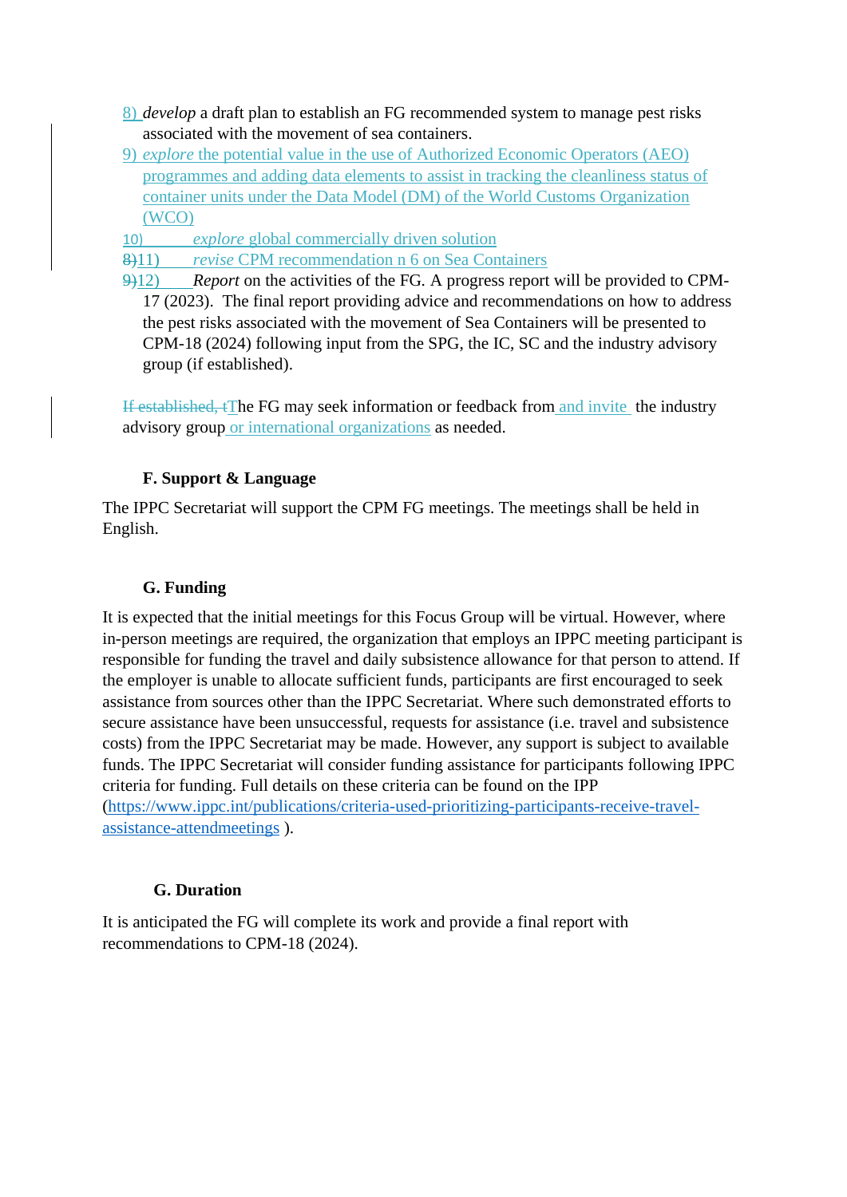8) *develop* a draft plan to establish an FG recommended system to manage pest risks associated with the movement of sea containers.

9) *explore* the potential value in the use of Authorized Economic Operators (AEO) programmes and adding data elements to assist in tracking the cleanliness status of container units under the Data Model (DM) of the World Customs Organization (WCO)

10) *explore* global commercially driven solution

~~8)~~11) *revise* CPM recommendation n 6 on Sea Containers

~~9)~~12) *Report* on the activities of the FG. A progress report will be provided to CPM-17 (2023). The final report providing advice and recommendations on how to address the pest risks associated with the movement of Sea Containers will be presented to CPM-18 (2024) following input from the SPG, the IC, SC and the industry advisory group (if established).

~~If established, t~~The FG may seek information or feedback from and invite the industry advisory group or international organizations as needed.

### F. Support & Language

The IPPC Secretariat will support the CPM FG meetings. The meetings shall be held in English.

### G. Funding

It is expected that the initial meetings for this Focus Group will be virtual. However, where in-person meetings are required, the organization that employs an IPPC meeting participant is responsible for funding the travel and daily subsistence allowance for that person to attend. If the employer is unable to allocate sufficient funds, participants are first encouraged to seek assistance from sources other than the IPPC Secretariat. Where such demonstrated efforts to secure assistance have been unsuccessful, requests for assistance (i.e. travel and subsistence costs) from the IPPC Secretariat may be made. However, any support is subject to available funds. The IPPC Secretariat will consider funding assistance for participants following IPPC criteria for funding. Full details on these criteria can be found on the IPP (https://www.ippc.int/publications/criteria-used-prioritizing-participants-receive-travel-assistance-attendmeetings ).

### G. Duration

It is anticipated the FG will complete its work and provide a final report with recommendations to CPM-18 (2024).